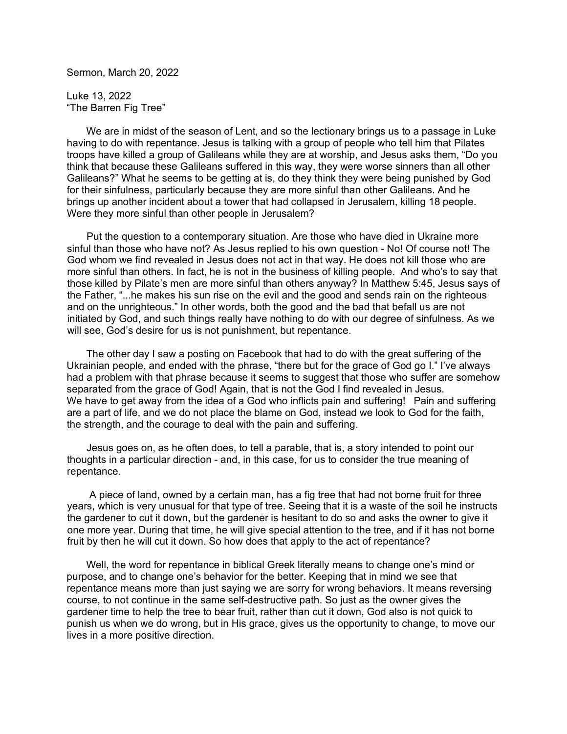Sermon, March 20, 2022

Luke 13, 2022
"The Barren Fig Tree"

We are in midst of the season of Lent, and so the lectionary brings us to a passage in Luke having to do with repentance. Jesus is talking with a group of people who tell him that Pilates troops have killed a group of Galileans while they are at worship, and Jesus asks them, "Do you think that because these Galileans suffered in this way, they were worse sinners than all other Galileans?" What he seems to be getting at is, do they think they were being punished by God for their sinfulness, particularly because they are more sinful than other Galileans. And he brings up another incident about a tower that had collapsed in Jerusalem, killing 18 people. Were they more sinful than other people in Jerusalem?

Put the question to a contemporary situation. Are those who have died in Ukraine more sinful than those who have not? As Jesus replied to his own question - No! Of course not! The God whom we find revealed in Jesus does not act in that way. He does not kill those who are more sinful than others. In fact, he is not in the business of killing people. And who's to say that those killed by Pilate's men are more sinful than others anyway? In Matthew 5:45, Jesus says of the Father, "...he makes his sun rise on the evil and the good and sends rain on the righteous and on the unrighteous." In other words, both the good and the bad that befall us are not initiated by God, and such things really have nothing to do with our degree of sinfulness. As we will see, God's desire for us is not punishment, but repentance.

The other day I saw a posting on Facebook that had to do with the great suffering of the Ukrainian people, and ended with the phrase, "there but for the grace of God go I." I've always had a problem with that phrase because it seems to suggest that those who suffer are somehow separated from the grace of God! Again, that is not the God I find revealed in Jesus. We have to get away from the idea of a God who inflicts pain and suffering! Pain and suffering are a part of life, and we do not place the blame on God, instead we look to God for the faith, the strength, and the courage to deal with the pain and suffering.

Jesus goes on, as he often does, to tell a parable, that is, a story intended to point our thoughts in a particular direction - and, in this case, for us to consider the true meaning of repentance.

A piece of land, owned by a certain man, has a fig tree that had not borne fruit for three years, which is very unusual for that type of tree. Seeing that it is a waste of the soil he instructs the gardener to cut it down, but the gardener is hesitant to do so and asks the owner to give it one more year. During that time, he will give special attention to the tree, and if it has not borne fruit by then he will cut it down. So how does that apply to the act of repentance?

Well, the word for repentance in biblical Greek literally means to change one's mind or purpose, and to change one's behavior for the better. Keeping that in mind we see that repentance means more than just saying we are sorry for wrong behaviors. It means reversing course, to not continue in the same self-destructive path. So just as the owner gives the gardener time to help the tree to bear fruit, rather than cut it down, God also is not quick to punish us when we do wrong, but in His grace, gives us the opportunity to change, to move our lives in a more positive direction.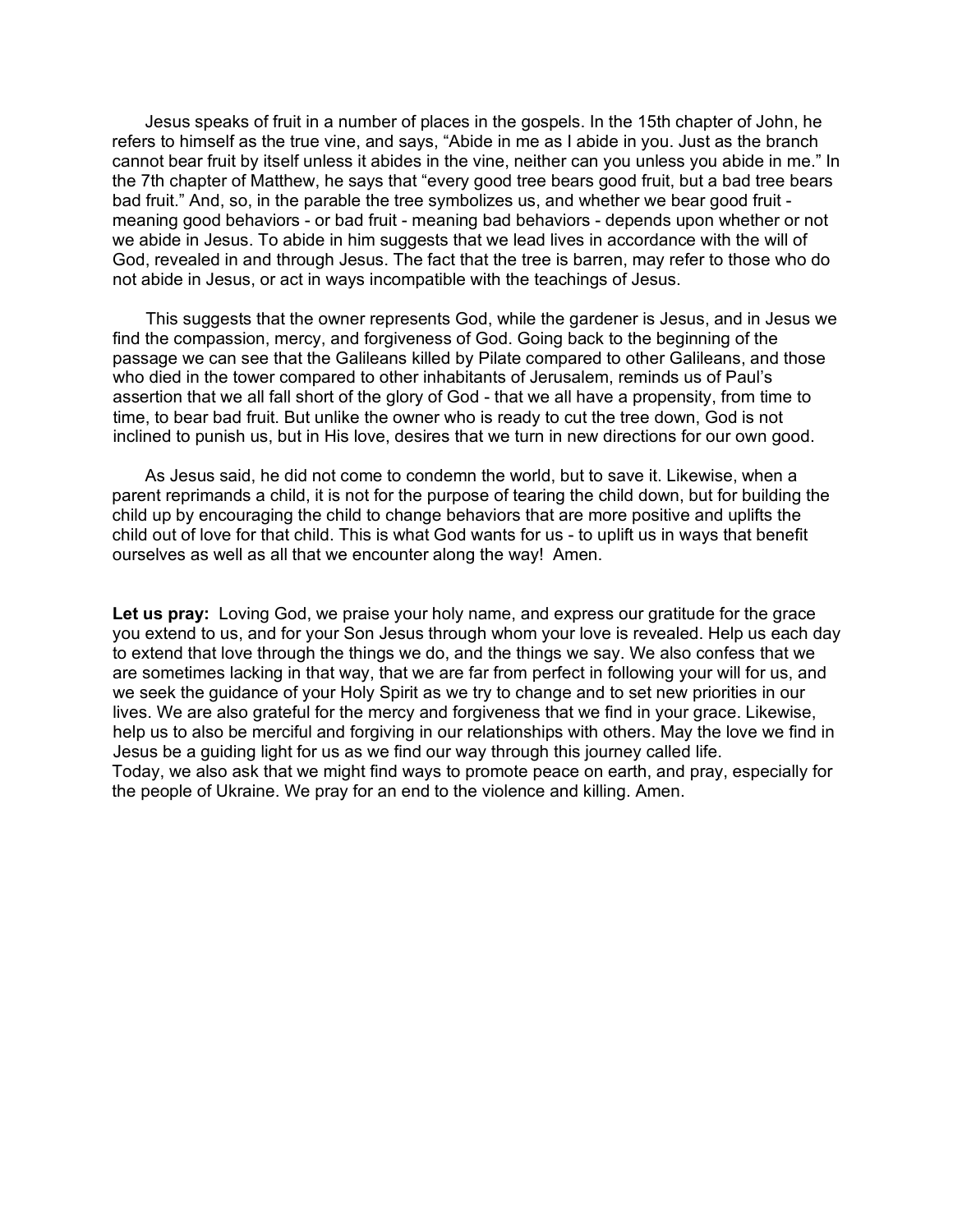Jesus speaks of fruit in a number of places in the gospels. In the 15th chapter of John, he refers to himself as the true vine, and says, “Abide in me as I abide in you. Just as the branch cannot bear fruit by itself unless it abides in the vine, neither can you unless you abide in me.” In the 7th chapter of Matthew, he says that “every good tree bears good fruit, but a bad tree bears bad fruit.” And, so, in the parable the tree symbolizes us, and whether we bear good fruit - meaning good behaviors - or bad fruit - meaning bad behaviors - depends upon whether or not we abide in Jesus. To abide in him suggests that we lead lives in accordance with the will of God, revealed in and through Jesus. The fact that the tree is barren, may refer to those who do not abide in Jesus, or act in ways incompatible with the teachings of Jesus.

This suggests that the owner represents God, while the gardener is Jesus, and in Jesus we find the compassion, mercy, and forgiveness of God. Going back to the beginning of the passage we can see that the Galileans killed by Pilate compared to other Galileans, and those who died in the tower compared to other inhabitants of Jerusalem, reminds us of Paul’s assertion that we all fall short of the glory of God - that we all have a propensity, from time to time, to bear bad fruit. But unlike the owner who is ready to cut the tree down, God is not inclined to punish us, but in His love, desires that we turn in new directions for our own good.

As Jesus said, he did not come to condemn the world, but to save it. Likewise, when a parent reprimands a child, it is not for the purpose of tearing the child down, but for building the child up by encouraging the child to change behaviors that are more positive and uplifts the child out of love for that child. This is what God wants for us - to uplift us in ways that benefit ourselves as well as all that we encounter along the way! Amen.

**Let us pray:** Loving God, we praise your holy name, and express our gratitude for the grace you extend to us, and for your Son Jesus through whom your love is revealed. Help us each day to extend that love through the things we do, and the things we say. We also confess that we are sometimes lacking in that way, that we are far from perfect in following your will for us, and we seek the guidance of your Holy Spirit as we try to change and to set new priorities in our lives. We are also grateful for the mercy and forgiveness that we find in your grace. Likewise, help us to also be merciful and forgiving in our relationships with others. May the love we find in Jesus be a guiding light for us as we find our way through this journey called life.
Today, we also ask that we might find ways to promote peace on earth, and pray, especially for the people of Ukraine. We pray for an end to the violence and killing. Amen.